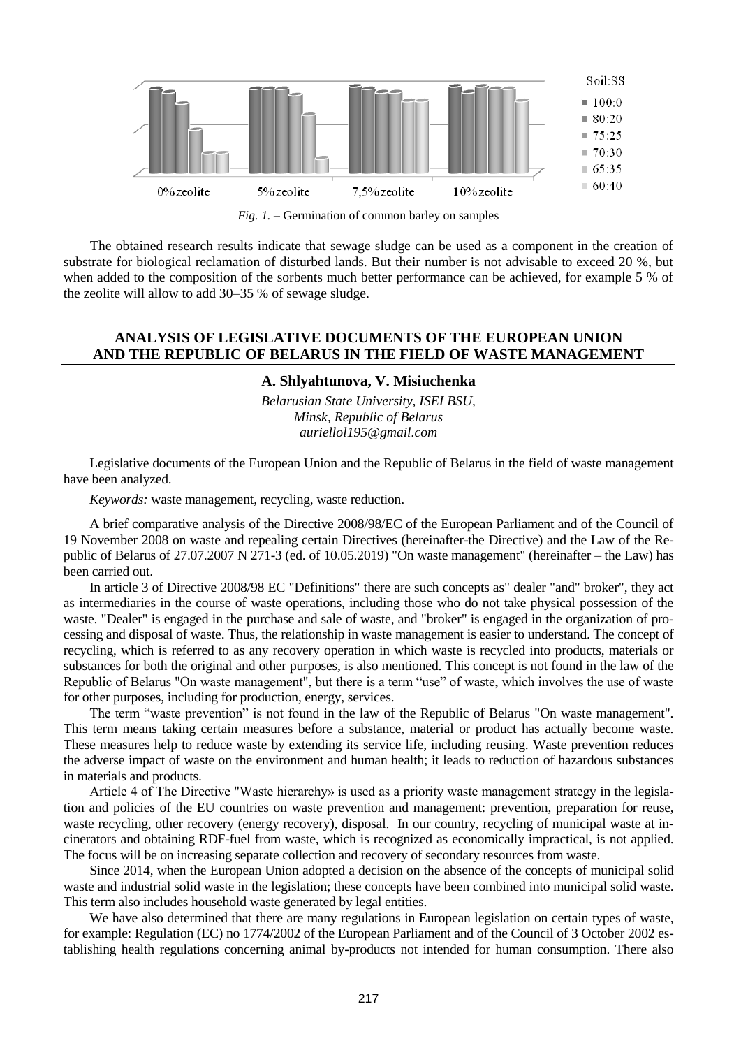*Fig. 1.* – Germination of common barley on samples

The obtained research results indicate that sewage sludge can be used as a component in the creation of substrate for biological reclamation of disturbed lands. But their number is not advisable to exceed 20 %, but when added to the composition of the sorbents much better performance can be achieved, for example 5 % of the zeolite will allow to add 30–35 % of sewage sludge.

## ANALYSIS OF LEGISLATIVE DOCUMENTS OF THE EUROPEAN UNION AND THE REPUBLIC OF BELARUS IN THE FIELD OF WASTE MANAGEMENT

**A. Shlyahtunova, V. Misiuchenka**

*Belarusian State University, ISEI BSU,*
*Minsk, Republic of Belarus*
*auriellol195@gmail.com*

Legislative documents of the European Union and the Republic of Belarus in the field of waste management have been analyzed.

*Keywords:* waste management, recycling, waste reduction.

A brief comparative analysis of the Directive 2008/98/EC of the European Parliament and of the Council of 19 November 2008 on waste and repealing certain Directives (hereinafter-the Directive) and the Law of the Republic of Belarus of 27.07.2007 N 271-3 (ed. of 10.05.2019) "On waste management" (hereinafter – the Law) has been carried out.

In article 3 of Directive 2008/98 EC "Definitions" there are such concepts as" dealer "and" broker", they act as intermediaries in the course of waste operations, including those who do not take physical possession of the waste. "Dealer" is engaged in the purchase and sale of waste, and "broker" is engaged in the organization of processing and disposal of waste. Thus, the relationship in waste management is easier to understand. The concept of recycling, which is referred to as any recovery operation in which waste is recycled into products, materials or substances for both the original and other purposes, is also mentioned. This concept is not found in the law of the Republic of Belarus "On waste management", but there is a term "use" of waste, which involves the use of waste for other purposes, including for production, energy, services.

The term "waste prevention" is not found in the law of the Republic of Belarus "On waste management". This term means taking certain measures before a substance, material or product has actually become waste. These measures help to reduce waste by extending its service life, including reusing. Waste prevention reduces the adverse impact of waste on the environment and human health; it leads to reduction of hazardous substances in materials and products.

Article 4 of The Directive "Waste hierarchy» is used as a priority waste management strategy in the legislation and policies of the EU countries on waste prevention and management: prevention, preparation for reuse, waste recycling, other recovery (energy recovery), disposal. In our country, recycling of municipal waste at incinerators and obtaining RDF-fuel from waste, which is recognized as economically impractical, is not applied. The focus will be on increasing separate collection and recovery of secondary resources from waste.

Since 2014, when the European Union adopted a decision on the absence of the concepts of municipal solid waste and industrial solid waste in the legislation; these concepts have been combined into municipal solid waste. This term also includes household waste generated by legal entities.

We have also determined that there are many regulations in European legislation on certain types of waste, for example: Regulation (EC) no 1774/2002 of the European Parliament and of the Council of 3 October 2002 establishing health regulations concerning animal by-products not intended for human consumption. There also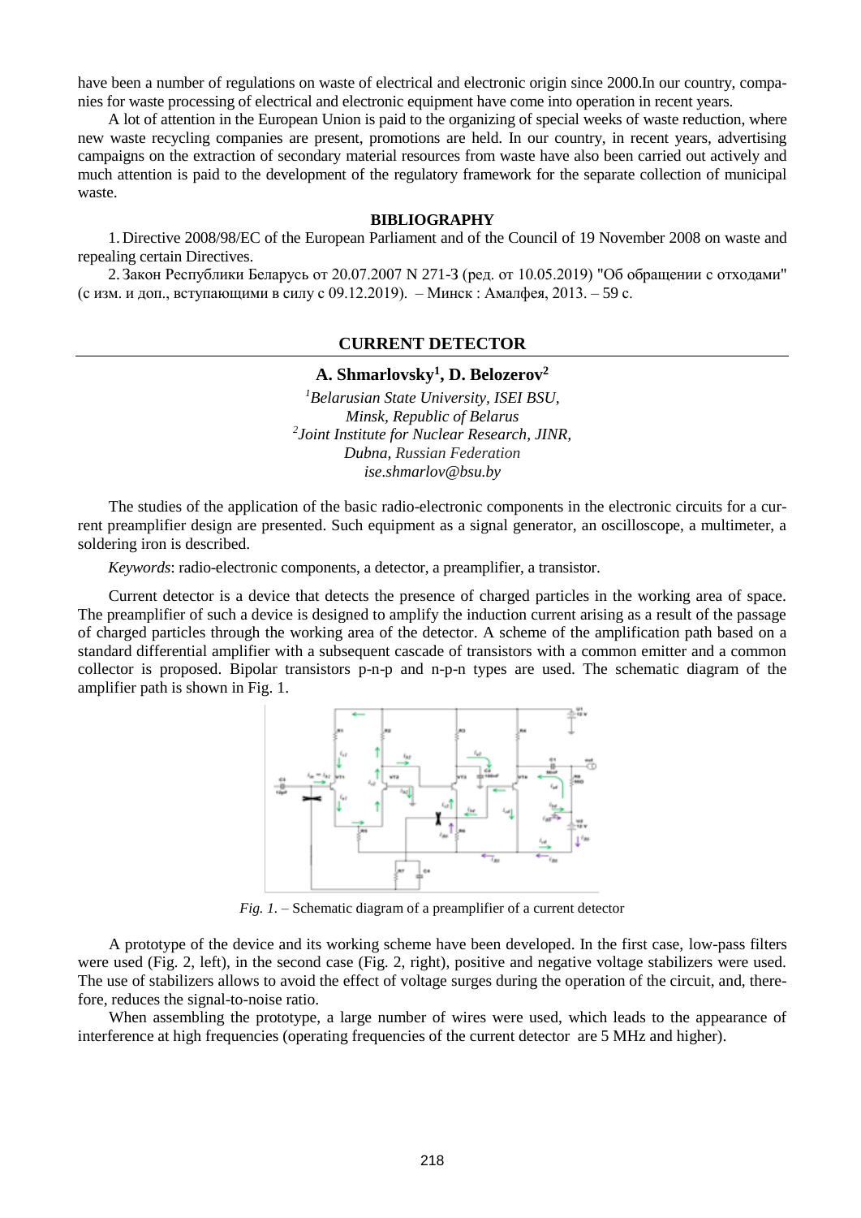have been a number of regulations on waste of electrical and electronic origin since 2000.In our country, companies for waste processing of electrical and electronic equipment have come into operation in recent years.

A lot of attention in the European Union is paid to the organizing of special weeks of waste reduction, where new waste recycling companies are present, promotions are held. In our country, in recent years, advertising campaigns on the extraction of secondary material resources from waste have also been carried out actively and much attention is paid to the development of the regulatory framework for the separate collection of municipal waste.

**BIBLIOGRAPHY**

1. Directive 2008/98/EC of the European Parliament and of the Council of 19 November 2008 on waste and repealing certain Directives.
2. Закон Республики Беларусь от 20.07.2007 N 271-З (ред. от 10.05.2019) "Об обращении с отходами" (с изм. и доп., вступающими в силу с 09.12.2019). – Минск : Амалфея, 2013. – 59 с.

## CURRENT DETECTOR

**A. Shmarlovsky[1], D. Belozerov[2]**

*[1]Belarusian State University, ISEI BSU,*
*Minsk, Republic of Belarus*
*[2]Joint Institute for Nuclear Research, JINR,*
*Dubna, Russian Federation*
*ise.shmarlov@bsu.by*

The studies of the application of the basic radio-electronic components in the electronic circuits for a current preamplifier design are presented. Such equipment as a signal generator, an oscilloscope, a multimeter, a soldering iron is described.

*Keywords*: radio-electronic components, a detector, a preamplifier, a transistor.

Current detector is a device that detects the presence of charged particles in the working area of space. The preamplifier of such a device is designed to amplify the induction current arising as a result of the passage of charged particles through the working area of the detector. A scheme of the amplification path based on a standard differential amplifier with a subsequent cascade of transistors with a common emitter and a common collector is proposed. Bipolar transistors p-n-p and n-p-n types are used. The schematic diagram of the amplifier path is shown in Fig. 1.

*Fig. 1.* – Schematic diagram of a preamplifier of a current detector

A prototype of the device and its working scheme have been developed. In the first case, low-pass filters were used (Fig. 2, left), in the second case (Fig. 2, right), positive and negative voltage stabilizers were used. The use of stabilizers allows to avoid the effect of voltage surges during the operation of the circuit, and, therefore, reduces the signal-to-noise ratio.

When assembling the prototype, a large number of wires were used, which leads to the appearance of interference at high frequencies (operating frequencies of the current detector are 5 MHz and higher).